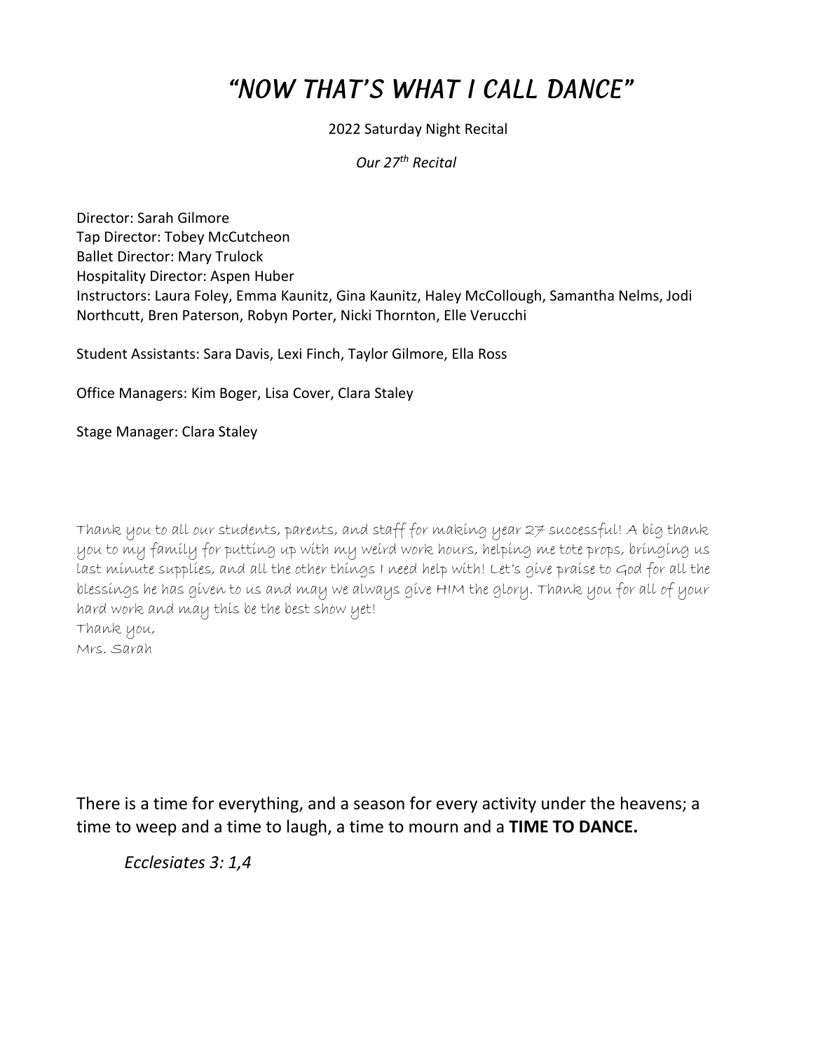# "NOW THAT'S WHAT I CALL DANCE"

2022 Saturday Night Recital

*Our 27th Recital*

Director: Sarah Gilmore
Tap Director: Tobey McCutcheon
Ballet Director: Mary Trulock
Hospitality Director: Aspen Huber
Instructors: Laura Foley, Emma Kaunitz, Gina Kaunitz, Haley McCollough, Samantha Nelms, Jodi Northcutt, Bren Paterson, Robyn Porter, Nicki Thornton, Elle Verucchi

Student Assistants: Sara Davis, Lexi Finch, Taylor Gilmore, Ella Ross

Office Managers: Kim Boger, Lisa Cover, Clara Staley

Stage Manager: Clara Staley

Thank you to all our students, parents, and staff for making year 27 successful! A big thank you to my family for putting up with my weird work hours, helping me tote props, bringing us last minute supplies, and all the other things I need help with! Let's give praise to God for all the blessings he has given to us and may we always give HIM the glory. Thank you for all of your hard work and may this be the best show yet!
Thank you,
Mrs. Sarah

There is a time for everything, and a season for every activity under the heavens; a time to weep and a time to laugh, a time to mourn and a **TIME TO DANCE.**

*Ecclesiates 3: 1,4*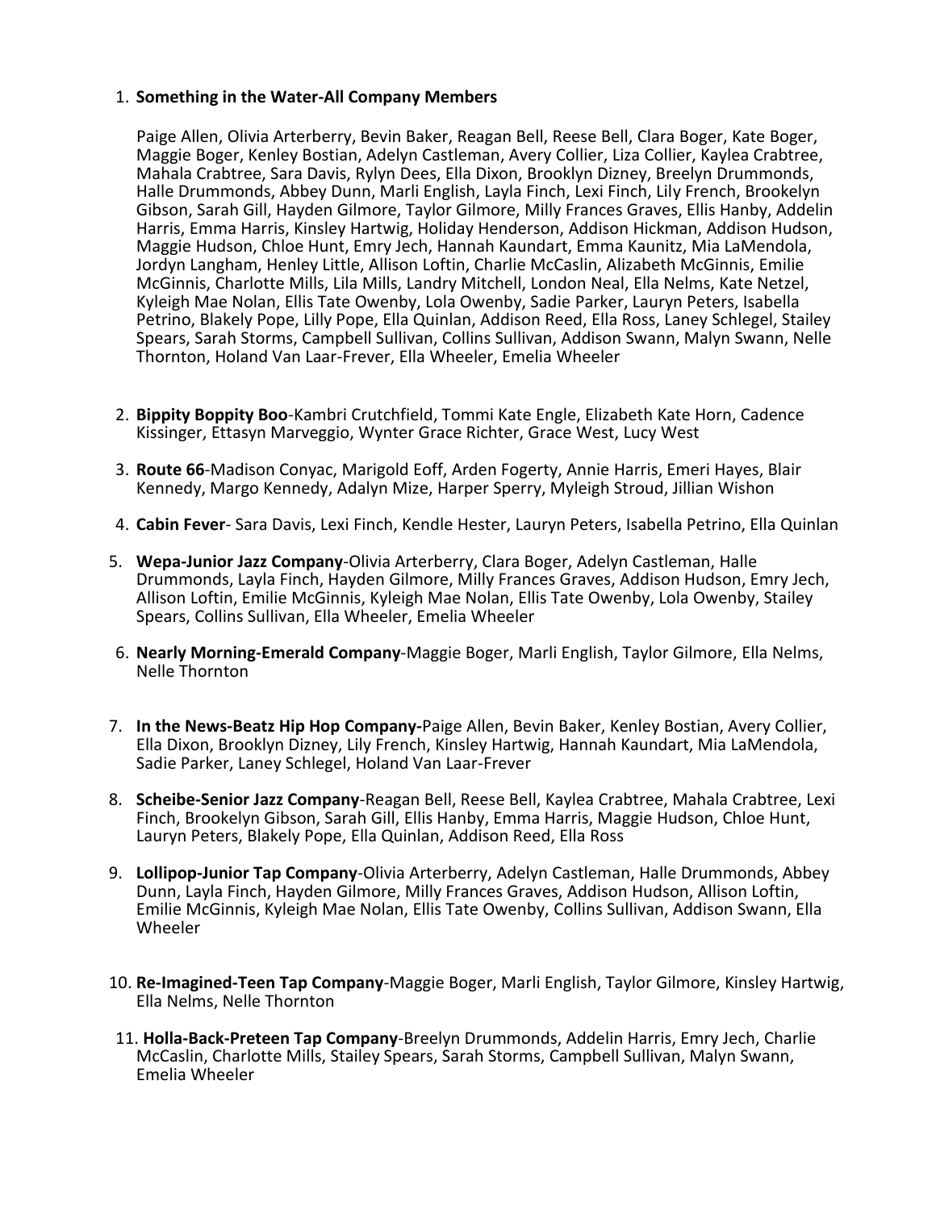1. **Something in the Water-All Company Members**

   Paige Allen, Olivia Arterberry, Bevin Baker, Reagan Bell, Reese Bell, Clara Boger, Kate Boger, Maggie Boger, Kenley Bostian, Adelyn Castleman, Avery Collier, Liza Collier, Kaylea Crabtree, Mahala Crabtree, Sara Davis, Rylyn Dees, Ella Dixon, Brooklyn Dizney, Breelyn Drummonds, Halle Drummonds, Abbey Dunn, Marli English, Layla Finch, Lexi Finch, Lily French, Brookelyn Gibson, Sarah Gill, Hayden Gilmore, Taylor Gilmore, Milly Frances Graves, Ellis Hanby, Addelin Harris, Emma Harris, Kinsley Hartwig, Holiday Henderson, Addison Hickman, Addison Hudson, Maggie Hudson, Chloe Hunt, Emry Jech, Hannah Kaundart, Emma Kaunitz, Mia LaMendola, Jordyn Langham, Henley Little, Allison Loftin, Charlie McCaslin, Alizabeth McGinnis, Emilie McGinnis, Charlotte Mills, Lila Mills, Landry Mitchell, London Neal, Ella Nelms, Kate Netzel, Kyleigh Mae Nolan, Ellis Tate Owenby, Lola Owenby, Sadie Parker, Lauryn Peters, Isabella Petrino, Blakely Pope, Lilly Pope, Ella Quinlan, Addison Reed, Ella Ross, Laney Schlegel, Stailey Spears, Sarah Storms, Campbell Sullivan, Collins Sullivan, Addison Swann, Malyn Swann, Nelle Thornton, Holand Van Laar-Frever, Ella Wheeler, Emelia Wheeler

2. **Bippity Boppity Boo**-Kambri Crutchfield, Tommi Kate Engle, Elizabeth Kate Horn, Cadence Kissinger, Ettasyn Marveggio, Wynter Grace Richter, Grace West, Lucy West

3. **Route 66**-Madison Conyac, Marigold Eoff, Arden Fogerty, Annie Harris, Emeri Hayes, Blair Kennedy, Margo Kennedy, Adalyn Mize, Harper Sperry, Myleigh Stroud, Jillian Wishon

4. **Cabin Fever**- Sara Davis, Lexi Finch, Kendle Hester, Lauryn Peters, Isabella Petrino, Ella Quinlan

5. **Wepa-Junior Jazz Company**-Olivia Arterberry, Clara Boger, Adelyn Castleman, Halle Drummonds, Layla Finch, Hayden Gilmore, Milly Frances Graves, Addison Hudson, Emry Jech, Allison Loftin, Emilie McGinnis, Kyleigh Mae Nolan, Ellis Tate Owenby, Lola Owenby, Stailey Spears, Collins Sullivan, Ella Wheeler, Emelia Wheeler

6. **Nearly Morning-Emerald Company**-Maggie Boger, Marli English, Taylor Gilmore, Ella Nelms, Nelle Thornton

7. **In the News-Beatz Hip Hop Company-**Paige Allen, Bevin Baker, Kenley Bostian, Avery Collier, Ella Dixon, Brooklyn Dizney, Lily French, Kinsley Hartwig, Hannah Kaundart, Mia LaMendola, Sadie Parker, Laney Schlegel, Holand Van Laar-Frever

8. **Scheibe-Senior Jazz Company**-Reagan Bell, Reese Bell, Kaylea Crabtree, Mahala Crabtree, Lexi Finch, Brookelyn Gibson, Sarah Gill, Ellis Hanby, Emma Harris, Maggie Hudson, Chloe Hunt, Lauryn Peters, Blakely Pope, Ella Quinlan, Addison Reed, Ella Ross

9. **Lollipop-Junior Tap Company**-Olivia Arterberry, Adelyn Castleman, Halle Drummonds, Abbey Dunn, Layla Finch, Hayden Gilmore, Milly Frances Graves, Addison Hudson, Allison Loftin, Emilie McGinnis, Kyleigh Mae Nolan, Ellis Tate Owenby, Collins Sullivan, Addison Swann, Ella Wheeler

10. **Re-Imagined-Teen Tap Company**-Maggie Boger, Marli English, Taylor Gilmore, Kinsley Hartwig, Ella Nelms, Nelle Thornton

11. **Holla-Back-Preteen Tap Company**-Breelyn Drummonds, Addelin Harris, Emry Jech, Charlie McCaslin, Charlotte Mills, Stailey Spears, Sarah Storms, Campbell Sullivan, Malyn Swann, Emelia Wheeler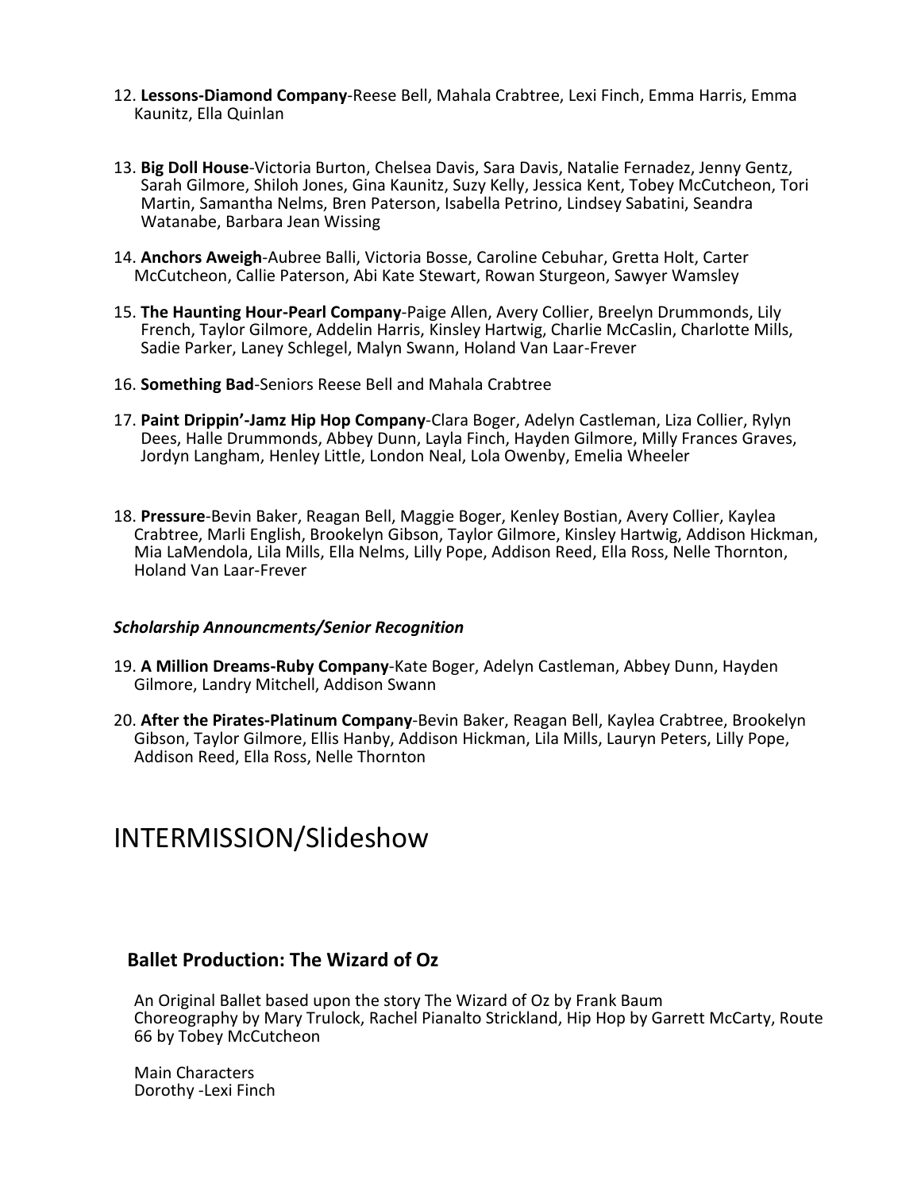12. **Lessons-Diamond Company**-Reese Bell, Mahala Crabtree, Lexi Finch, Emma Harris, Emma Kaunitz, Ella Quinlan

13. **Big Doll House**-Victoria Burton, Chelsea Davis, Sara Davis, Natalie Fernadez, Jenny Gentz, Sarah Gilmore, Shiloh Jones, Gina Kaunitz, Suzy Kelly, Jessica Kent, Tobey McCutcheon, Tori Martin, Samantha Nelms, Bren Paterson, Isabella Petrino, Lindsey Sabatini, Seandra Watanabe, Barbara Jean Wissing

14. **Anchors Aweigh**-Aubree Balli, Victoria Bosse, Caroline Cebuhar, Gretta Holt, Carter McCutcheon, Callie Paterson, Abi Kate Stewart, Rowan Sturgeon, Sawyer Wamsley

15. **The Haunting Hour-Pearl Company**-Paige Allen, Avery Collier, Breelyn Drummonds, Lily French, Taylor Gilmore, Addelin Harris, Kinsley Hartwig, Charlie McCaslin, Charlotte Mills, Sadie Parker, Laney Schlegel, Malyn Swann, Holand Van Laar-Frever

16. **Something Bad**-Seniors Reese Bell and Mahala Crabtree

17. **Paint Drippin'-Jamz Hip Hop Company**-Clara Boger, Adelyn Castleman, Liza Collier, Rylyn Dees, Halle Drummonds, Abbey Dunn, Layla Finch, Hayden Gilmore, Milly Frances Graves, Jordyn Langham, Henley Little, London Neal, Lola Owenby, Emelia Wheeler

18. **Pressure**-Bevin Baker, Reagan Bell, Maggie Boger, Kenley Bostian, Avery Collier, Kaylea Crabtree, Marli English, Brookelyn Gibson, Taylor Gilmore, Kinsley Hartwig, Addison Hickman, Mia LaMendola, Lila Mills, Ella Nelms, Lilly Pope, Addison Reed, Ella Ross, Nelle Thornton, Holand Van Laar-Frever

***Scholarship Announcments/Senior Recognition***

19. **A Million Dreams-Ruby Company**-Kate Boger, Adelyn Castleman, Abbey Dunn, Hayden Gilmore, Landry Mitchell, Addison Swann

20. **After the Pirates-Platinum Company**-Bevin Baker, Reagan Bell, Kaylea Crabtree, Brookelyn Gibson, Taylor Gilmore, Ellis Hanby, Addison Hickman, Lila Mills, Lauryn Peters, Lilly Pope, Addison Reed, Ella Ross, Nelle Thornton

# INTERMISSION/Slideshow

## Ballet Production: The Wizard of Oz

An Original Ballet based upon the story The Wizard of Oz by Frank Baum
Choreography by Mary Trulock, Rachel Pianalto Strickland, Hip Hop by Garrett McCarty, Route 66 by Tobey McCutcheon

Main Characters
Dorothy -Lexi Finch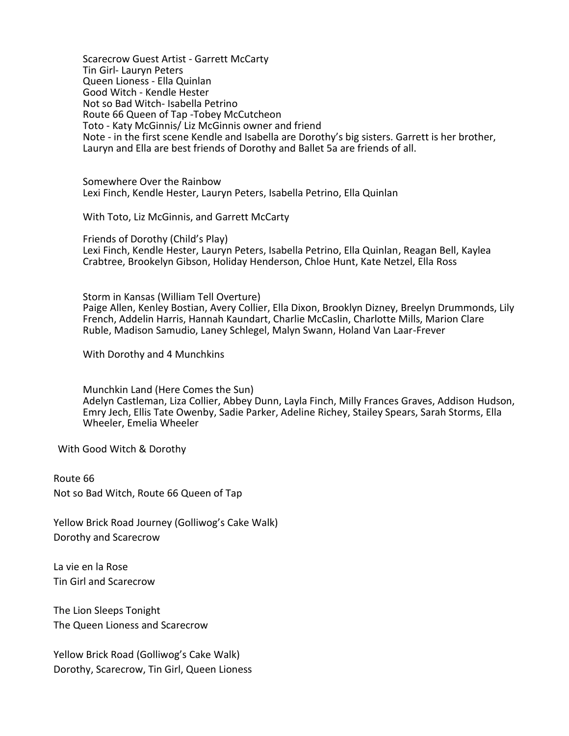Scarecrow Guest Artist - Garrett McCarty
Tin Girl- Lauryn Peters
Queen Lioness - Ella Quinlan
Good Witch - Kendle Hester
Not so Bad Witch- Isabella Petrino
Route 66 Queen of Tap -Tobey McCutcheon
Toto - Katy McGinnis/ Liz McGinnis owner and friend
Note - in the first scene Kendle and Isabella are Dorothy's big sisters. Garrett is her brother, Lauryn and Ella are best friends of Dorothy and Ballet 5a are friends of all.

Somewhere Over the Rainbow
Lexi Finch, Kendle Hester, Lauryn Peters, Isabella Petrino, Ella Quinlan

With Toto, Liz McGinnis, and Garrett McCarty

Friends of Dorothy (Child's Play)
Lexi Finch, Kendle Hester, Lauryn Peters, Isabella Petrino, Ella Quinlan, Reagan Bell, Kaylea Crabtree, Brookelyn Gibson, Holiday Henderson, Chloe Hunt, Kate Netzel, Ella Ross

Storm in Kansas (William Tell Overture)
Paige Allen, Kenley Bostian, Avery Collier, Ella Dixon, Brooklyn Dizney, Breelyn Drummonds, Lily French, Addelin Harris, Hannah Kaundart, Charlie McCaslin, Charlotte Mills, Marion Clare Ruble, Madison Samudio, Laney Schlegel, Malyn Swann, Holand Van Laar-Frever

With Dorothy and 4 Munchkins

Munchkin Land (Here Comes the Sun)
Adelyn Castleman, Liza Collier, Abbey Dunn, Layla Finch, Milly Frances Graves, Addison Hudson, Emry Jech, Ellis Tate Owenby, Sadie Parker, Adeline Richey, Stailey Spears, Sarah Storms, Ella Wheeler, Emelia Wheeler

With Good Witch & Dorothy

Route 66
Not so Bad Witch, Route 66 Queen of Tap

Yellow Brick Road Journey (Golliwog's Cake Walk)
Dorothy and Scarecrow

La vie en la Rose
Tin Girl and Scarecrow

The Lion Sleeps Tonight
The Queen Lioness and Scarecrow

Yellow Brick Road (Golliwog's Cake Walk)
Dorothy, Scarecrow, Tin Girl, Queen Lioness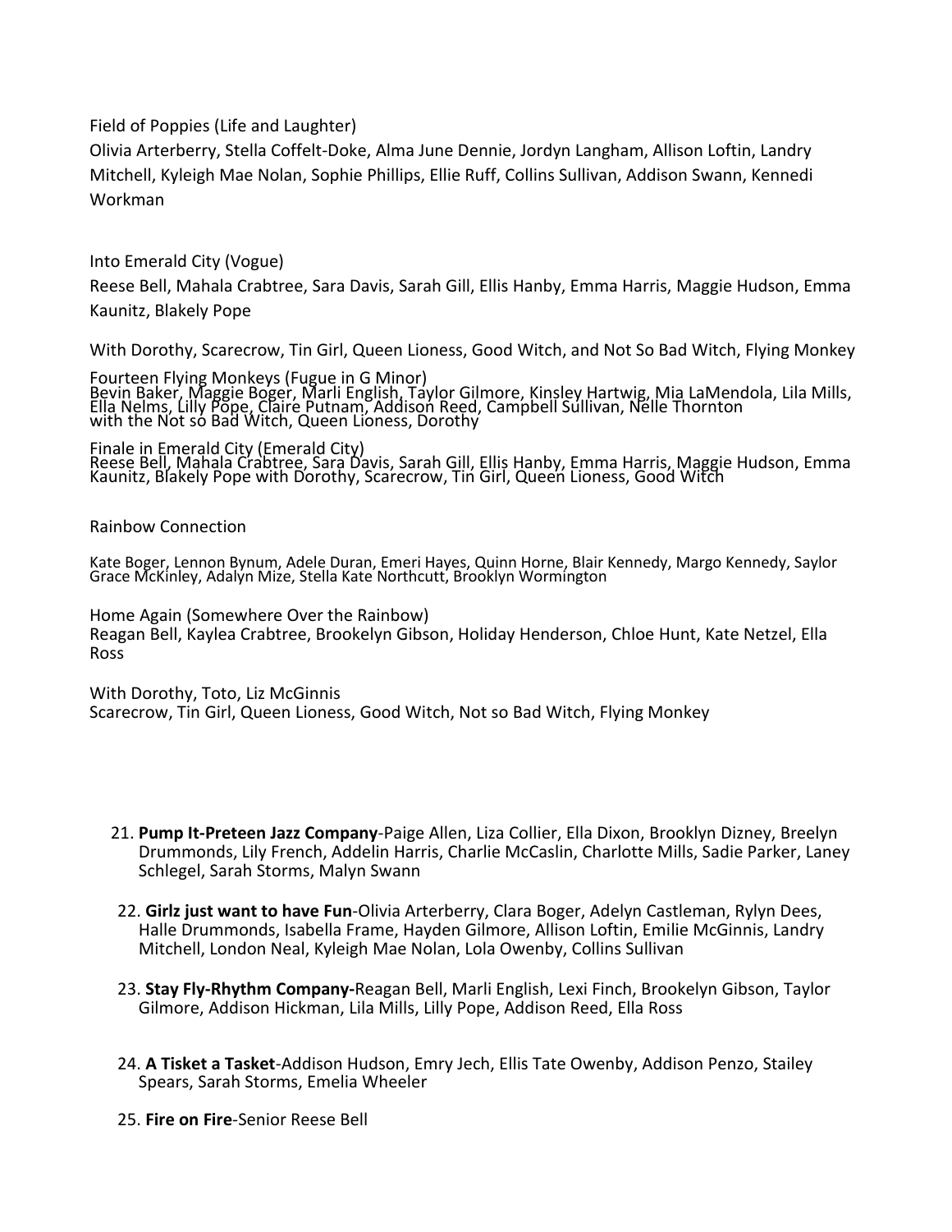Field of Poppies (Life and Laughter)

Olivia Arterberry, Stella Coffelt-Doke, Alma June Dennie, Jordyn Langham, Allison Loftin, Landry Mitchell, Kyleigh Mae Nolan, Sophie Phillips, Ellie Ruff, Collins Sullivan, Addison Swann, Kennedi Workman

Into Emerald City (Vogue)

Reese Bell, Mahala Crabtree, Sara Davis, Sarah Gill, Ellis Hanby, Emma Harris, Maggie Hudson, Emma Kaunitz, Blakely Pope

With Dorothy, Scarecrow, Tin Girl, Queen Lioness, Good Witch, and Not So Bad Witch, Flying Monkey

Fourteen Flying Monkeys (Fugue in G Minor)
Bevin Baker, Maggie Boger, Marli English, Taylor Gilmore, Kinsley Hartwig, Mia LaMendola, Lila Mills, Ella Nelms, Lilly Pope, Claire Putnam, Addison Reed, Campbell Sullivan, Nelle Thornton with the Not so Bad Witch, Queen Lioness, Dorothy

Finale in Emerald City (Emerald City)
Reese Bell, Mahala Crabtree, Sara Davis, Sarah Gill, Ellis Hanby, Emma Harris, Maggie Hudson, Emma Kaunitz, Blakely Pope with Dorothy, Scarecrow, Tin Girl, Queen Lioness, Good Witch

Rainbow Connection

Kate Boger, Lennon Bynum, Adele Duran, Emeri Hayes, Quinn Horne, Blair Kennedy, Margo Kennedy, Saylor Grace McKinley, Adalyn Mize, Stella Kate Northcutt, Brooklyn Wormington

Home Again (Somewhere Over the Rainbow)
Reagan Bell, Kaylea Crabtree, Brookelyn Gibson, Holiday Henderson, Chloe Hunt, Kate Netzel, Ella Ross

With Dorothy, Toto, Liz McGinnis
Scarecrow, Tin Girl, Queen Lioness, Good Witch, Not so Bad Witch, Flying Monkey

21. **Pump It-Preteen Jazz Company**-Paige Allen, Liza Collier, Ella Dixon, Brooklyn Dizney, Breelyn Drummonds, Lily French, Addelin Harris, Charlie McCaslin, Charlotte Mills, Sadie Parker, Laney Schlegel, Sarah Storms, Malyn Swann
22. **Girlz just want to have Fun**-Olivia Arterberry, Clara Boger, Adelyn Castleman, Rylyn Dees, Halle Drummonds, Isabella Frame, Hayden Gilmore, Allison Loftin, Emilie McGinnis, Landry Mitchell, London Neal, Kyleigh Mae Nolan, Lola Owenby, Collins Sullivan
23. **Stay Fly-Rhythm Company-**Reagan Bell, Marli English, Lexi Finch, Brookelyn Gibson, Taylor Gilmore, Addison Hickman, Lila Mills, Lilly Pope, Addison Reed, Ella Ross
24. **A Tisket a Tasket**-Addison Hudson, Emry Jech, Ellis Tate Owenby, Addison Penzo, Stailey Spears, Sarah Storms, Emelia Wheeler
25. **Fire on Fire**-Senior Reese Bell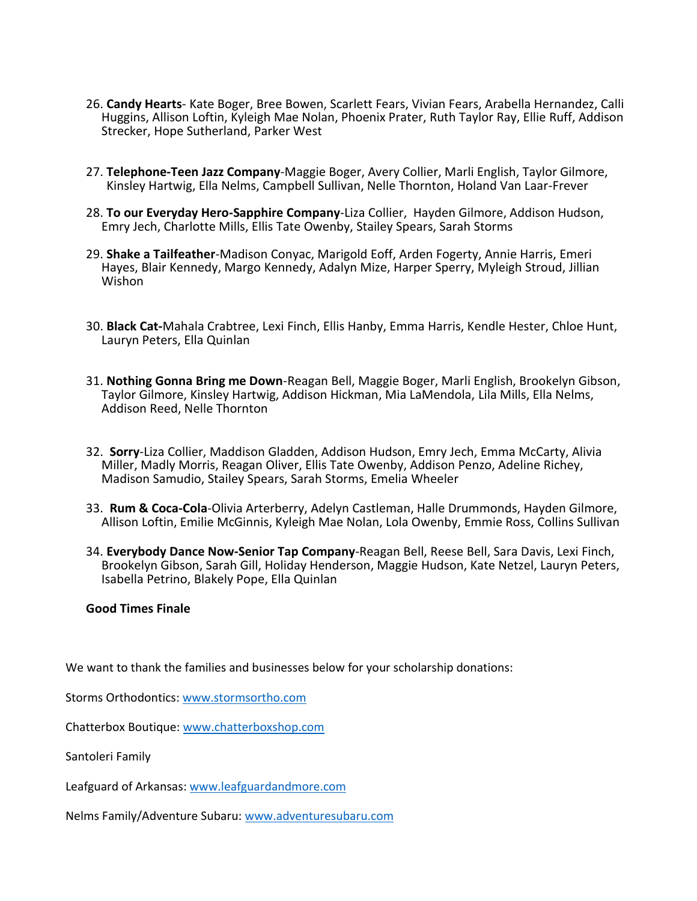26. **Candy Hearts**- Kate Boger, Bree Bowen, Scarlett Fears, Vivian Fears, Arabella Hernandez, Calli Huggins, Allison Loftin, Kyleigh Mae Nolan, Phoenix Prater, Ruth Taylor Ray, Ellie Ruff, Addison Strecker, Hope Sutherland, Parker West

27. **Telephone-Teen Jazz Company**-Maggie Boger, Avery Collier, Marli English, Taylor Gilmore, Kinsley Hartwig, Ella Nelms, Campbell Sullivan, Nelle Thornton, Holand Van Laar-Frever

28. **To our Everyday Hero-Sapphire Company**-Liza Collier, Hayden Gilmore, Addison Hudson, Emry Jech, Charlotte Mills, Ellis Tate Owenby, Stailey Spears, Sarah Storms

29. **Shake a Tailfeather**-Madison Conyac, Marigold Eoff, Arden Fogerty, Annie Harris, Emeri Hayes, Blair Kennedy, Margo Kennedy, Adalyn Mize, Harper Sperry, Myleigh Stroud, Jillian Wishon

30. **Black Cat-**Mahala Crabtree, Lexi Finch, Ellis Hanby, Emma Harris, Kendle Hester, Chloe Hunt, Lauryn Peters, Ella Quinlan

31. **Nothing Gonna Bring me Down**-Reagan Bell, Maggie Boger, Marli English, Brookelyn Gibson, Taylor Gilmore, Kinsley Hartwig, Addison Hickman, Mia LaMendola, Lila Mills, Ella Nelms, Addison Reed, Nelle Thornton

32. **Sorry**-Liza Collier, Maddison Gladden, Addison Hudson, Emry Jech, Emma McCarty, Alivia Miller, Madly Morris, Reagan Oliver, Ellis Tate Owenby, Addison Penzo, Adeline Richey, Madison Samudio, Stailey Spears, Sarah Storms, Emelia Wheeler

33. **Rum & Coca-Cola**-Olivia Arterberry, Adelyn Castleman, Halle Drummonds, Hayden Gilmore, Allison Loftin, Emilie McGinnis, Kyleigh Mae Nolan, Lola Owenby, Emmie Ross, Collins Sullivan

34. **Everybody Dance Now-Senior Tap Company**-Reagan Bell, Reese Bell, Sara Davis, Lexi Finch, Brookelyn Gibson, Sarah Gill, Holiday Henderson, Maggie Hudson, Kate Netzel, Lauryn Peters, Isabella Petrino, Blakely Pope, Ella Quinlan

**Good Times Finale**

We want to thank the families and businesses below for your scholarship donations:

Storms Orthodontics: www.stormsortho.com

Chatterbox Boutique: www.chatterboxshop.com

Santoleri Family

Leafguard of Arkansas: www.leafguardandmore.com

Nelms Family/Adventure Subaru: www.adventuresubaru.com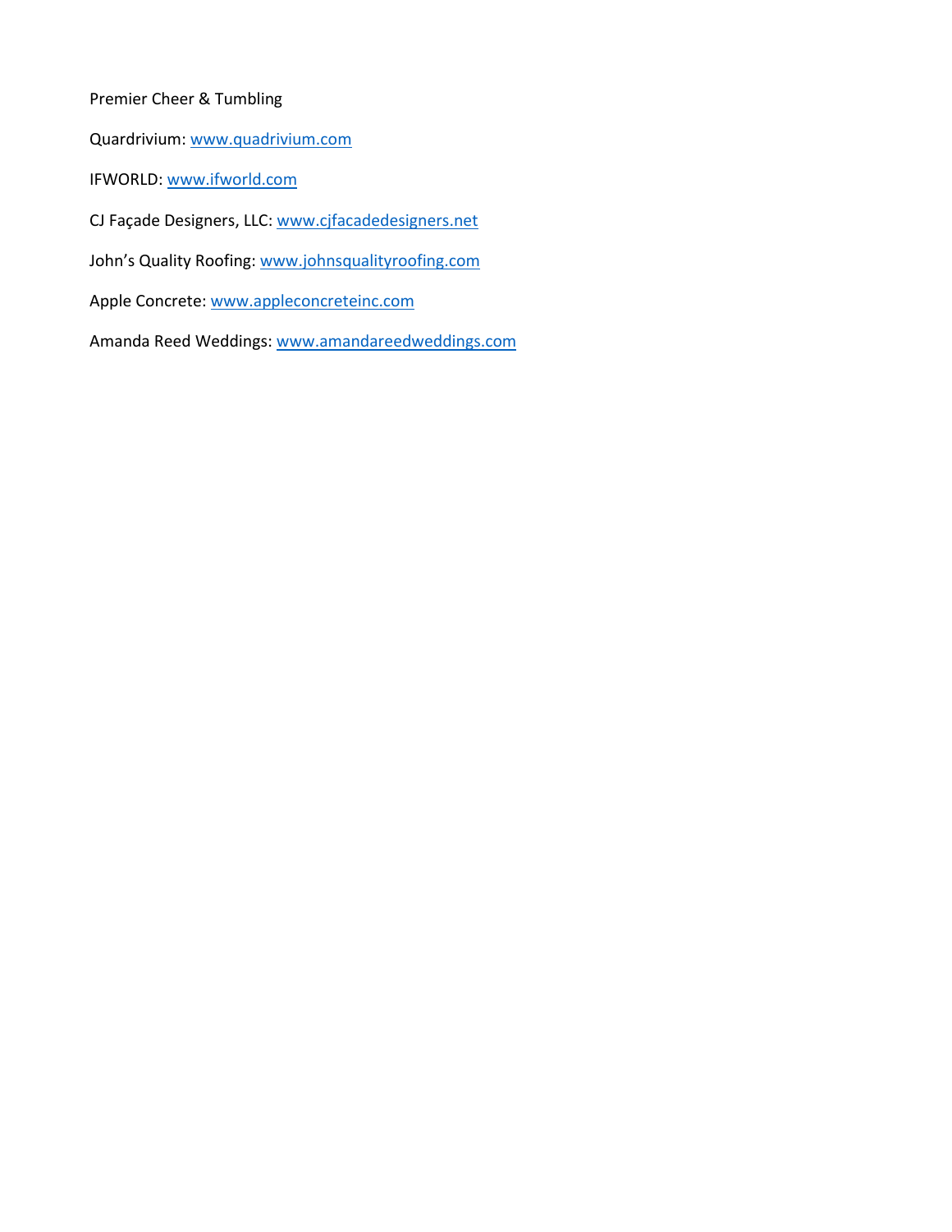Premier Cheer & Tumbling

Quardrivium: www.quadrivium.com

IFWORLD: www.ifworld.com

CJ Façade Designers, LLC: www.cjfacadedesigners.net

John's Quality Roofing: www.johnsqualityroofing.com

Apple Concrete: www.appleconcreteinc.com

Amanda Reed Weddings: www.amandareedweddings.com